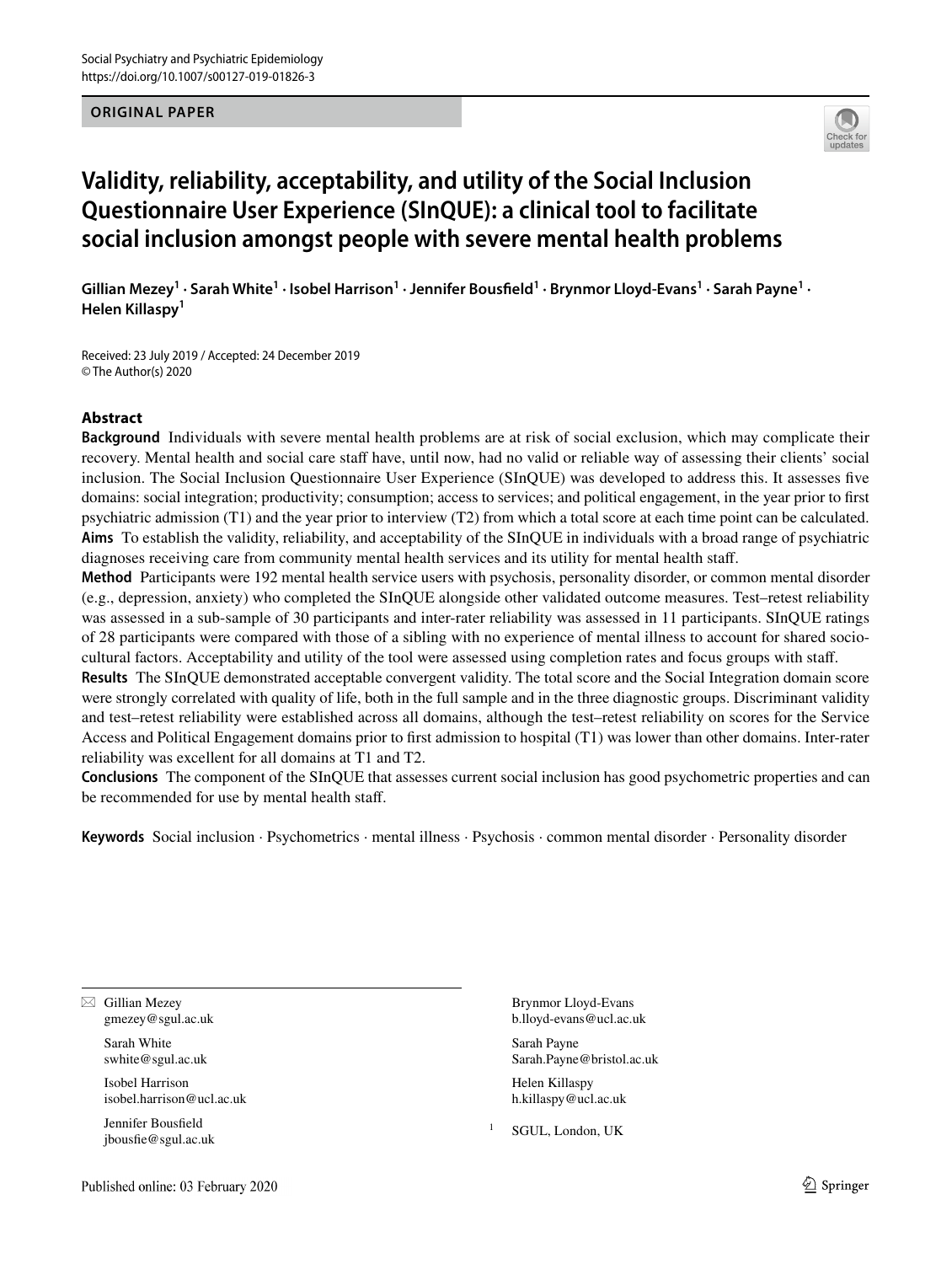ORIGINAL PAPER

# Validity, reliability, acceptability, and utility of the Social Inclusion Questionnaire User Experience (SInQUE): a clinical tool to facilitate social inclusion amongst people with severe mental health problems

Gillian Mezey[1] · Sarah White[1] · Isobel Harrison[1] · Jennifer Bousfield[1] · Brynmor Lloyd-Evans[1] · Sarah Payne[1] · Helen Killaspy[1]

Received: 23 July 2019 / Accepted: 24 December 2019
© The Author(s) 2020

## Abstract

**Background** Individuals with severe mental health problems are at risk of social exclusion, which may complicate their recovery. Mental health and social care staff have, until now, had no valid or reliable way of assessing their clients' social inclusion. The Social Inclusion Questionnaire User Experience (SInQUE) was developed to address this. It assesses five domains: social integration; productivity; consumption; access to services; and political engagement, in the year prior to first psychiatric admission (T1) and the year prior to interview (T2) from which a total score at each time point can be calculated.

**Aims** To establish the validity, reliability, and acceptability of the SInQUE in individuals with a broad range of psychiatric diagnoses receiving care from community mental health services and its utility for mental health staff.

**Method** Participants were 192 mental health service users with psychosis, personality disorder, or common mental disorder (e.g., depression, anxiety) who completed the SInQUE alongside other validated outcome measures. Test–retest reliability was assessed in a sub-sample of 30 participants and inter-rater reliability was assessed in 11 participants. SInQUE ratings of 28 participants were compared with those of a sibling with no experience of mental illness to account for shared socio-cultural factors. Acceptability and utility of the tool were assessed using completion rates and focus groups with staff.

**Results** The SInQUE demonstrated acceptable convergent validity. The total score and the Social Integration domain score were strongly correlated with quality of life, both in the full sample and in the three diagnostic groups. Discriminant validity and test–retest reliability were established across all domains, although the test–retest reliability on scores for the Service Access and Political Engagement domains prior to first admission to hospital (T1) was lower than other domains. Inter-rater reliability was excellent for all domains at T1 and T2.

**Conclusions** The component of the SInQUE that assesses current social inclusion has good psychometric properties and can be recommended for use by mental health staff.

**Keywords** Social inclusion · Psychometrics · mental illness · Psychosis · common mental disorder · Personality disorder

---

✉ Gillian Mezey
gmezey@sgul.ac.uk

Sarah White
swhite@sgul.ac.uk

Isobel Harrison
isobel.harrison@ucl.ac.uk

Jennifer Bousfield
jbousfie@sgul.ac.uk

Brynmor Lloyd-Evans
b.lloyd-evans@ucl.ac.uk

Sarah Payne
Sarah.Payne@bristol.ac.uk

Helen Killaspy
h.killaspy@ucl.ac.uk

[1] SGUL, London, UK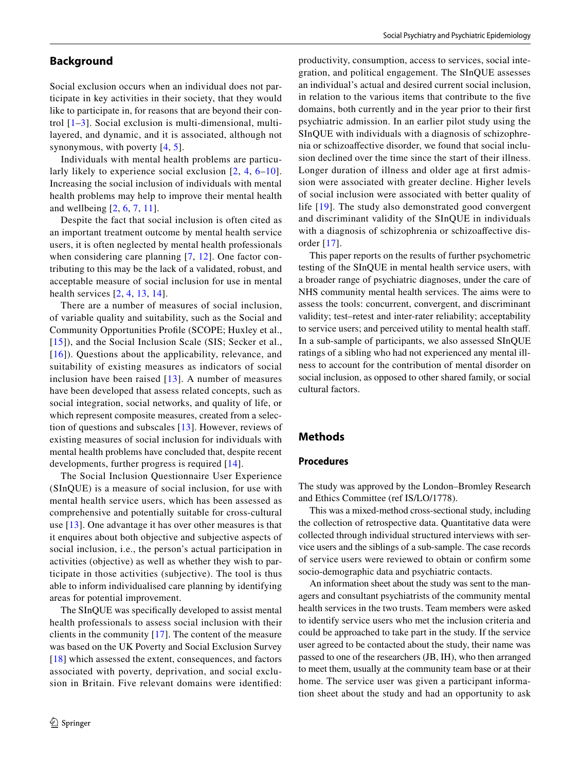## Background

Social exclusion occurs when an individual does not participate in key activities in their society, that they would like to participate in, for reasons that are beyond their control [1–3]. Social exclusion is multi-dimensional, multi-layered, and dynamic, and it is associated, although not synonymous, with poverty [4, 5].

Individuals with mental health problems are particularly likely to experience social exclusion [2, 4, 6–10]. Increasing the social inclusion of individuals with mental health problems may help to improve their mental health and wellbeing [2, 6, 7, 11].

Despite the fact that social inclusion is often cited as an important treatment outcome by mental health service users, it is often neglected by mental health professionals when considering care planning [7, 12]. One factor contributing to this may be the lack of a validated, robust, and acceptable measure of social inclusion for use in mental health services [2, 4, 13, 14].

There are a number of measures of social inclusion, of variable quality and suitability, such as the Social and Community Opportunities Profile (SCOPE; Huxley et al., [15]), and the Social Inclusion Scale (SIS; Secker et al., [16]). Questions about the applicability, relevance, and suitability of existing measures as indicators of social inclusion have been raised [13]. A number of measures have been developed that assess related concepts, such as social integration, social networks, and quality of life, or which represent composite measures, created from a selection of questions and subscales [13]. However, reviews of existing measures of social inclusion for individuals with mental health problems have concluded that, despite recent developments, further progress is required [14].

The Social Inclusion Questionnaire User Experience (SInQUE) is a measure of social inclusion, for use with mental health service users, which has been assessed as comprehensive and potentially suitable for cross-cultural use [13]. One advantage it has over other measures is that it enquires about both objective and subjective aspects of social inclusion, i.e., the person's actual participation in activities (objective) as well as whether they wish to participate in those activities (subjective). The tool is thus able to inform individualised care planning by identifying areas for potential improvement.

The SInQUE was specifically developed to assist mental health professionals to assess social inclusion with their clients in the community [17]. The content of the measure was based on the UK Poverty and Social Exclusion Survey [18] which assessed the extent, consequences, and factors associated with poverty, deprivation, and social exclusion in Britain. Five relevant domains were identified: productivity, consumption, access to services, social integration, and political engagement. The SInQUE assesses an individual's actual and desired current social inclusion, in relation to the various items that contribute to the five domains, both currently and in the year prior to their first psychiatric admission. In an earlier pilot study using the SInQUE with individuals with a diagnosis of schizophrenia or schizoaffective disorder, we found that social inclusion declined over the time since the start of their illness. Longer duration of illness and older age at first admission were associated with greater decline. Higher levels of social inclusion were associated with better quality of life [19]. The study also demonstrated good convergent and discriminant validity of the SInQUE in individuals with a diagnosis of schizophrenia or schizoaffective disorder [17].

This paper reports on the results of further psychometric testing of the SInQUE in mental health service users, with a broader range of psychiatric diagnoses, under the care of NHS community mental health services. The aims were to assess the tools: concurrent, convergent, and discriminant validity; test–retest and inter-rater reliability; acceptability to service users; and perceived utility to mental health staff. In a sub-sample of participants, we also assessed SInQUE ratings of a sibling who had not experienced any mental illness to account for the contribution of mental disorder on social inclusion, as opposed to other shared family, or social cultural factors.

## Methods

### Procedures

The study was approved by the London–Bromley Research and Ethics Committee (ref IS/LO/1778).

This was a mixed-method cross-sectional study, including the collection of retrospective data. Quantitative data were collected through individual structured interviews with service users and the siblings of a sub-sample. The case records of service users were reviewed to obtain or confirm some socio-demographic data and psychiatric contacts.

An information sheet about the study was sent to the managers and consultant psychiatrists of the community mental health services in the two trusts. Team members were asked to identify service users who met the inclusion criteria and could be approached to take part in the study. If the service user agreed to be contacted about the study, their name was passed to one of the researchers (JB, IH), who then arranged to meet them, usually at the community team base or at their home. The service user was given a participant information sheet about the study and had an opportunity to ask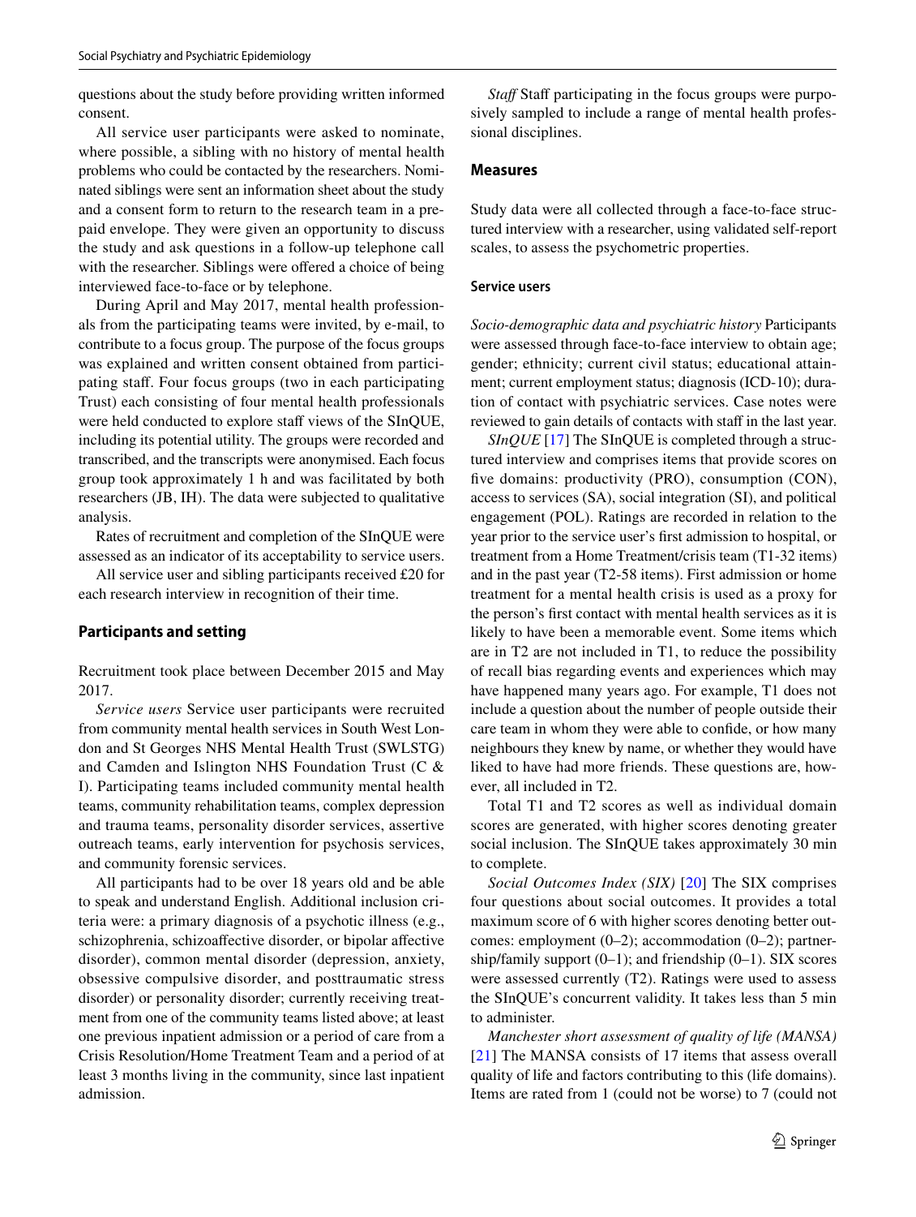questions about the study before providing written informed consent.

All service user participants were asked to nominate, where possible, a sibling with no history of mental health problems who could be contacted by the researchers. Nominated siblings were sent an information sheet about the study and a consent form to return to the research team in a pre-paid envelope. They were given an opportunity to discuss the study and ask questions in a follow-up telephone call with the researcher. Siblings were offered a choice of being interviewed face-to-face or by telephone.

During April and May 2017, mental health professionals from the participating teams were invited, by e-mail, to contribute to a focus group. The purpose of the focus groups was explained and written consent obtained from participating staff. Four focus groups (two in each participating Trust) each consisting of four mental health professionals were held conducted to explore staff views of the SInQUE, including its potential utility. The groups were recorded and transcribed, and the transcripts were anonymised. Each focus group took approximately 1 h and was facilitated by both researchers (JB, IH). The data were subjected to qualitative analysis.

Rates of recruitment and completion of the SInQUE were assessed as an indicator of its acceptability to service users.

All service user and sibling participants received £20 for each research interview in recognition of their time.

## Participants and setting

Recruitment took place between December 2015 and May 2017.

*Service users* Service user participants were recruited from community mental health services in South West London and St Georges NHS Mental Health Trust (SWLSTG) and Camden and Islington NHS Foundation Trust (C & I). Participating teams included community mental health teams, community rehabilitation teams, complex depression and trauma teams, personality disorder services, assertive outreach teams, early intervention for psychosis services, and community forensic services.

All participants had to be over 18 years old and be able to speak and understand English. Additional inclusion criteria were: a primary diagnosis of a psychotic illness (e.g., schizophrenia, schizoaffective disorder, or bipolar affective disorder), common mental disorder (depression, anxiety, obsessive compulsive disorder, and posttraumatic stress disorder) or personality disorder; currently receiving treatment from one of the community teams listed above; at least one previous inpatient admission or a period of care from a Crisis Resolution/Home Treatment Team and a period of at least 3 months living in the community, since last inpatient admission.

*Staff* Staff participating in the focus groups were purposively sampled to include a range of mental health professional disciplines.

## Measures

Study data were all collected through a face-to-face structured interview with a researcher, using validated self-report scales, to assess the psychometric properties.

### Service users

*Socio-demographic data and psychiatric history* Participants were assessed through face-to-face interview to obtain age; gender; ethnicity; current civil status; educational attainment; current employment status; diagnosis (ICD-10); duration of contact with psychiatric services. Case notes were reviewed to gain details of contacts with staff in the last year.

*SInQUE* [17] The SInQUE is completed through a structured interview and comprises items that provide scores on five domains: productivity (PRO), consumption (CON), access to services (SA), social integration (SI), and political engagement (POL). Ratings are recorded in relation to the year prior to the service user's first admission to hospital, or treatment from a Home Treatment/crisis team (T1-32 items) and in the past year (T2-58 items). First admission or home treatment for a mental health crisis is used as a proxy for the person's first contact with mental health services as it is likely to have been a memorable event. Some items which are in T2 are not included in T1, to reduce the possibility of recall bias regarding events and experiences which may have happened many years ago. For example, T1 does not include a question about the number of people outside their care team in whom they were able to confide, or how many neighbours they knew by name, or whether they would have liked to have had more friends. These questions are, however, all included in T2.

Total T1 and T2 scores as well as individual domain scores are generated, with higher scores denoting greater social inclusion. The SInQUE takes approximately 30 min to complete.

*Social Outcomes Index (SIX)* [20] The SIX comprises four questions about social outcomes. It provides a total maximum score of 6 with higher scores denoting better outcomes: employment (0–2); accommodation (0–2); partnership/family support (0–1); and friendship (0–1). SIX scores were assessed currently (T2). Ratings were used to assess the SInQUE's concurrent validity. It takes less than 5 min to administer.

*Manchester short assessment of quality of life (MANSA)* [21] The MANSA consists of 17 items that assess overall quality of life and factors contributing to this (life domains). Items are rated from 1 (could not be worse) to 7 (could not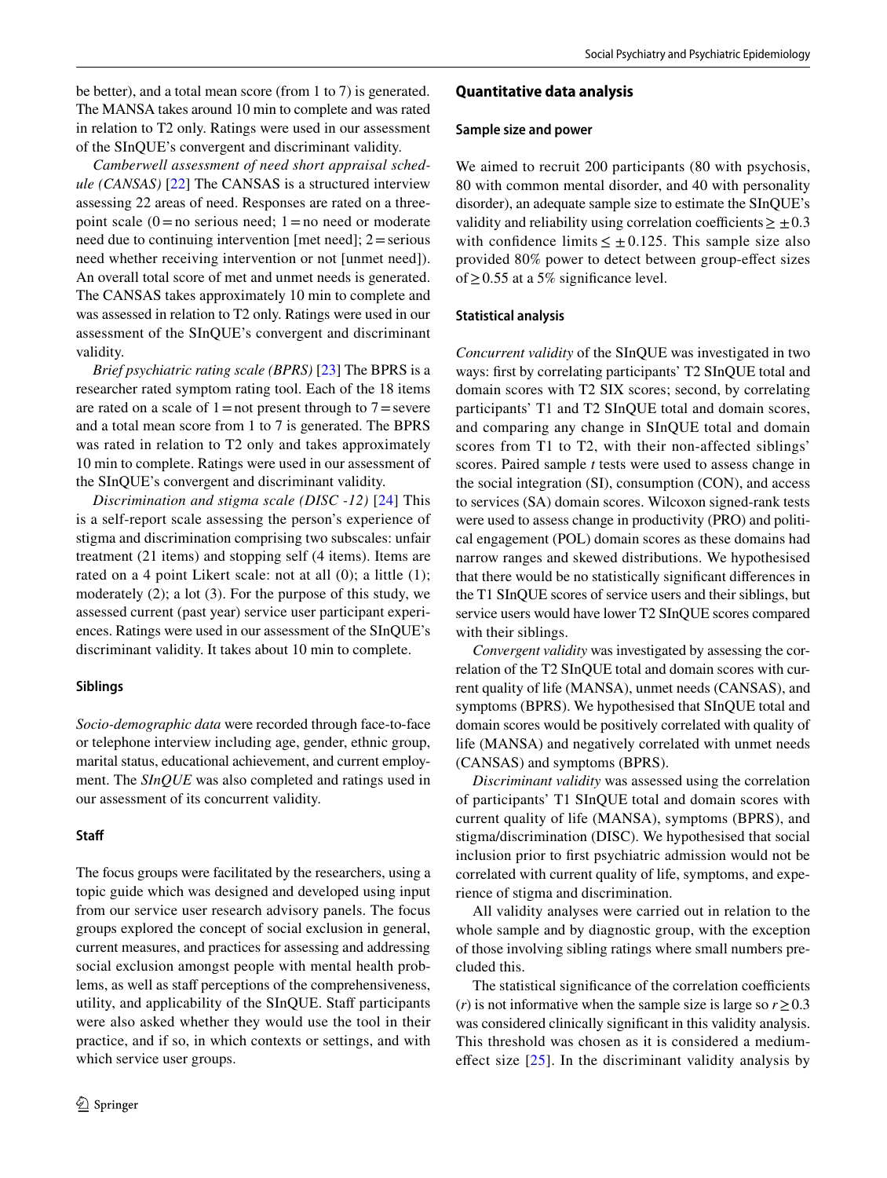be better), and a total mean score (from 1 to 7) is generated. The MANSA takes around 10 min to complete and was rated in relation to T2 only. Ratings were used in our assessment of the SInQUE's convergent and discriminant validity.

*Camberwell assessment of need short appraisal schedule (CANSAS)* [22] The CANSAS is a structured interview assessing 22 areas of need. Responses are rated on a three-point scale (0 = no serious need; 1 = no need or moderate need due to continuing intervention [met need]; 2 = serious need whether receiving intervention or not [unmet need]). An overall total score of met and unmet needs is generated. The CANSAS takes approximately 10 min to complete and was assessed in relation to T2 only. Ratings were used in our assessment of the SInQUE's convergent and discriminant validity.

*Brief psychiatric rating scale (BPRS)* [23] The BPRS is a researcher rated symptom rating tool. Each of the 18 items are rated on a scale of 1 = not present through to 7 = severe and a total mean score from 1 to 7 is generated. The BPRS was rated in relation to T2 only and takes approximately 10 min to complete. Ratings were used in our assessment of the SInQUE's convergent and discriminant validity.

*Discrimination and stigma scale (DISC -12)* [24] This is a self-report scale assessing the person's experience of stigma and discrimination comprising two subscales: unfair treatment (21 items) and stopping self (4 items). Items are rated on a 4 point Likert scale: not at all (0); a little (1); moderately (2); a lot (3). For the purpose of this study, we assessed current (past year) service user participant experiences. Ratings were used in our assessment of the SInQUE's discriminant validity. It takes about 10 min to complete.

#### Siblings

*Socio-demographic data* were recorded through face-to-face or telephone interview including age, gender, ethnic group, marital status, educational achievement, and current employment. The *SInQUE* was also completed and ratings used in our assessment of its concurrent validity.

#### Staff

The focus groups were facilitated by the researchers, using a topic guide which was designed and developed using input from our service user research advisory panels. The focus groups explored the concept of social exclusion in general, current measures, and practices for assessing and addressing social exclusion amongst people with mental health problems, as well as staff perceptions of the comprehensiveness, utility, and applicability of the SInQUE. Staff participants were also asked whether they would use the tool in their practice, and if so, in which contexts or settings, and with which service user groups.

### Quantitative data analysis

#### Sample size and power

We aimed to recruit 200 participants (80 with psychosis, 80 with common mental disorder, and 40 with personality disorder), an adequate sample size to estimate the SInQUE's validity and reliability using correlation coefficients $\geq \pm 0.3$ with confidence limits $\leq \pm 0.125$. This sample size also provided 80% power to detect between group-effect sizes of $\geq 0.55$ at a 5% significance level.

#### Statistical analysis

*Concurrent validity* of the SInQUE was investigated in two ways: first by correlating participants' T2 SInQUE total and domain scores with T2 SIX scores; second, by correlating participants' T1 and T2 SInQUE total and domain scores, and comparing any change in SInQUE total and domain scores from T1 to T2, with their non-affected siblings' scores. Paired sample *t* tests were used to assess change in the social integration (SI), consumption (CON), and access to services (SA) domain scores. Wilcoxon signed-rank tests were used to assess change in productivity (PRO) and political engagement (POL) domain scores as these domains had narrow ranges and skewed distributions. We hypothesised that there would be no statistically significant differences in the T1 SInQUE scores of service users and their siblings, but service users would have lower T2 SInQUE scores compared with their siblings.

*Convergent validity* was investigated by assessing the correlation of the T2 SInQUE total and domain scores with current quality of life (MANSA), current needs (CANSAS), and symptoms (BPRS). We hypothesised that SInQUE total and domain scores would be positively correlated with quality of life (MANSA) and negatively correlated with unmet needs (CANSAS) and symptoms (BPRS).

*Discriminant validity* was assessed using the correlation of participants' T1 SInQUE total and domain scores with current quality of life (MANSA), symptoms (BPRS), and stigma/discrimination (DISC). We hypothesised that social inclusion prior to first psychiatric admission would not be correlated with current quality of life, symptoms, and experience of stigma and discrimination.

All validity analyses were carried out in relation to the whole sample and by diagnostic group, with the exception of those involving sibling ratings where small numbers precluded this.

The statistical significance of the correlation coefficients ($r$) is not informative when the sample size is large so $r \geq 0.3$ was considered clinically significant in this validity analysis. This threshold was chosen as it is considered a medium-effect size [25]. In the discriminant validity analysis by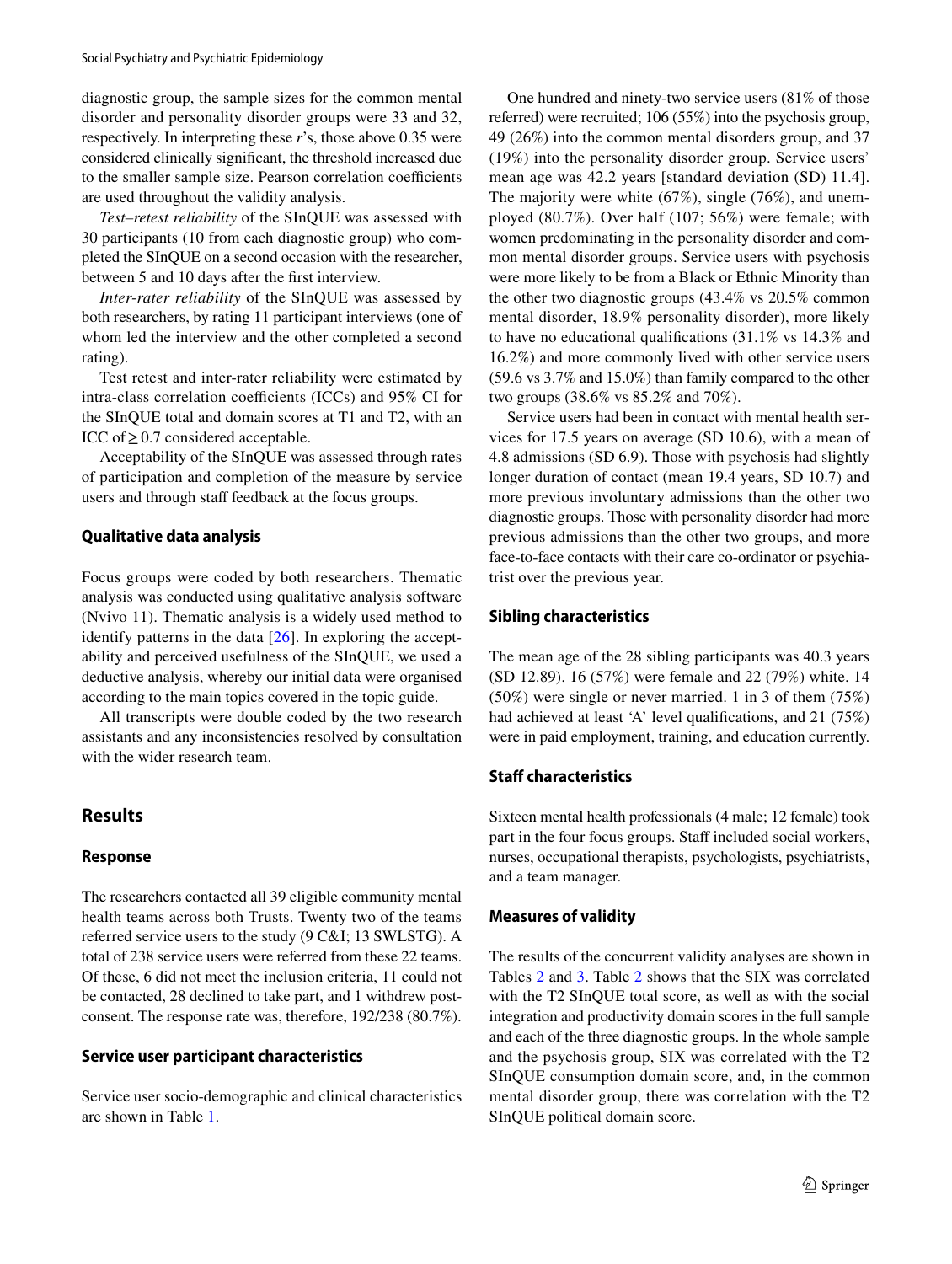diagnostic group, the sample sizes for the common mental disorder and personality disorder groups were 33 and 32, respectively. In interpreting these *r*'s, those above 0.35 were considered clinically significant, the threshold increased due to the smaller sample size. Pearson correlation coefficients are used throughout the validity analysis.

*Test–retest reliability* of the SInQUE was assessed with 30 participants (10 from each diagnostic group) who completed the SInQUE on a second occasion with the researcher, between 5 and 10 days after the first interview.

*Inter-rater reliability* of the SInQUE was assessed by both researchers, by rating 11 participant interviews (one of whom led the interview and the other completed a second rating).

Test retest and inter-rater reliability were estimated by intra-class correlation coefficients (ICCs) and 95% CI for the SInQUE total and domain scores at T1 and T2, with an ICC of ≥ 0.7 considered acceptable.

Acceptability of the SInQUE was assessed through rates of participation and completion of the measure by service users and through staff feedback at the focus groups.

### Qualitative data analysis

Focus groups were coded by both researchers. Thematic analysis was conducted using qualitative analysis software (Nvivo 11). Thematic analysis is a widely used method to identify patterns in the data [26]. In exploring the acceptability and perceived usefulness of the SInQUE, we used a deductive analysis, whereby our initial data were organised according to the main topics covered in the topic guide.

All transcripts were double coded by the two research assistants and any inconsistencies resolved by consultation with the wider research team.

## Results

### Response

The researchers contacted all 39 eligible community mental health teams across both Trusts. Twenty two of the teams referred service users to the study (9 C&I; 13 SWLSTG). A total of 238 service users were referred from these 22 teams. Of these, 6 did not meet the inclusion criteria, 11 could not be contacted, 28 declined to take part, and 1 withdrew post-consent. The response rate was, therefore, 192/238 (80.7%).

### Service user participant characteristics

Service user socio-demographic and clinical characteristics are shown in Table 1.

One hundred and ninety-two service users (81% of those referred) were recruited; 106 (55%) into the psychosis group, 49 (26%) into the common mental disorders group, and 37 (19%) into the personality disorder group. Service users' mean age was 42.2 years [standard deviation (SD) 11.4]. The majority were white (67%), single (76%), and unemployed (80.7%). Over half (107; 56%) were female; with women predominating in the personality disorder and common mental disorder groups. Service users with psychosis were more likely to be from a Black or Ethnic Minority than the other two diagnostic groups (43.4% vs 20.5% common mental disorder, 18.9% personality disorder), more likely to have no educational qualifications (31.1% vs 14.3% and 16.2%) and more commonly lived with other service users (59.6 vs 3.7% and 15.0%) than family compared to the other two groups (38.6% vs 85.2% and 70%).

Service users had been in contact with mental health services for 17.5 years on average (SD 10.6), with a mean of 4.8 admissions (SD 6.9). Those with psychosis had slightly longer duration of contact (mean 19.4 years, SD 10.7) and more previous involuntary admissions than the other two diagnostic groups. Those with personality disorder had more previous admissions than the other two groups, and more face-to-face contacts with their care co-ordinator or psychiatrist over the previous year.

### Sibling characteristics

The mean age of the 28 sibling participants was 40.3 years (SD 12.89). 16 (57%) were female and 22 (79%) white. 14 (50%) were single or never married. 1 in 3 of them (75%) had achieved at least 'A' level qualifications, and 21 (75%) were in paid employment, training, and education currently.

### Staff characteristics

Sixteen mental health professionals (4 male; 12 female) took part in the four focus groups. Staff included social workers, nurses, occupational therapists, psychologists, psychiatrists, and a team manager.

### Measures of validity

The results of the concurrent validity analyses are shown in Tables 2 and 3. Table 2 shows that the SIX was correlated with the T2 SInQUE total score, as well as with the social integration and productivity domain scores in the full sample and each of the three diagnostic groups. In the whole sample and the psychosis group, SIX was correlated with the T2 SInQUE consumption domain score, and, in the common mental disorder group, there was correlation with the T2 SInQUE political domain score.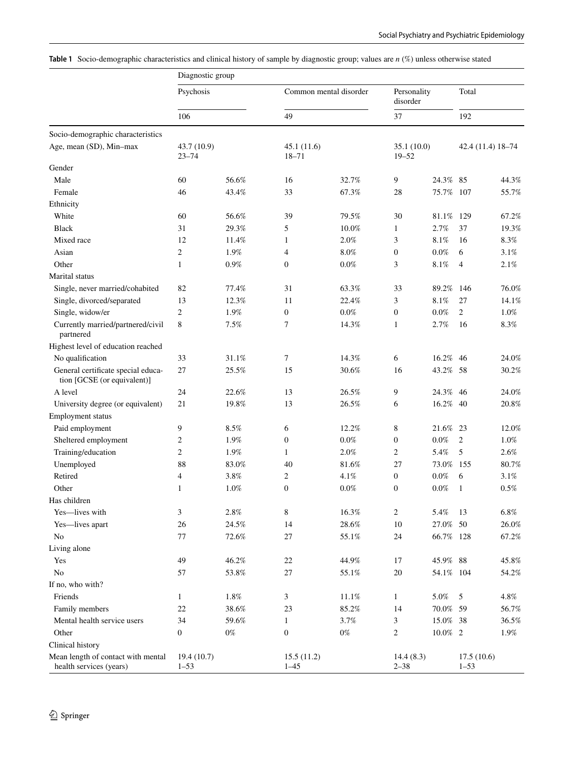**Table 1** Socio-demographic characteristics and clinical history of sample by diagnostic group; values are *n* (%) unless otherwise stated

| | Diagnostic group | | | | | | | |
|---|---|---|---|---|---|---|---|---|
| | Psychosis | | Common mental disorder | | Personality disorder | | Total | |
| | 106 | | 49 | | 37 | | 192 | |
| Socio-demographic characteristics | | | | | | | | |
| Age, mean (SD), Min–max | 43.7 (10.9) 23–74 | | 45.1 (11.6) 18–71 | | 35.1 (10.0) 19–52 | | 42.4 (11.4) 18–74 | |
| Gender | | | | | | | | |
| Male | 60 | 56.6% | 16 | 32.7% | 9 | 24.3% | 85 | 44.3% |
| Female | 46 | 43.4% | 33 | 67.3% | 28 | 75.7% | 107 | 55.7% |
| Ethnicity | | | | | | | | |
| White | 60 | 56.6% | 39 | 79.5% | 30 | 81.1% | 129 | 67.2% |
| Black | 31 | 29.3% | 5 | 10.0% | 1 | 2.7% | 37 | 19.3% |
| Mixed race | 12 | 11.4% | 1 | 2.0% | 3 | 8.1% | 16 | 8.3% |
| Asian | 2 | 1.9% | 4 | 8.0% | 0 | 0.0% | 6 | 3.1% |
| Other | 1 | 0.9% | 0 | 0.0% | 3 | 8.1% | 4 | 2.1% |
| Marital status | | | | | | | | |
| Single, never married/cohabited | 82 | 77.4% | 31 | 63.3% | 33 | 89.2% | 146 | 76.0% |
| Single, divorced/separated | 13 | 12.3% | 11 | 22.4% | 3 | 8.1% | 27 | 14.1% |
| Single, widow/er | 2 | 1.9% | 0 | 0.0% | 0 | 0.0% | 2 | 1.0% |
| Currently married/partnered/civil partnered | 8 | 7.5% | 7 | 14.3% | 1 | 2.7% | 16 | 8.3% |
| Highest level of education reached | | | | | | | | |
| No qualification | 33 | 31.1% | 7 | 14.3% | 6 | 16.2% | 46 | 24.0% |
| General certificate special education [GCSE (or equivalent)] | 27 | 25.5% | 15 | 30.6% | 16 | 43.2% | 58 | 30.2% |
| A level | 24 | 22.6% | 13 | 26.5% | 9 | 24.3% | 46 | 24.0% |
| University degree (or equivalent) | 21 | 19.8% | 13 | 26.5% | 6 | 16.2% | 40 | 20.8% |
| Employment status | | | | | | | | |
| Paid employment | 9 | 8.5% | 6 | 12.2% | 8 | 21.6% | 23 | 12.0% |
| Sheltered employment | 2 | 1.9% | 0 | 0.0% | 0 | 0.0% | 2 | 1.0% |
| Training/education | 2 | 1.9% | 1 | 2.0% | 2 | 5.4% | 5 | 2.6% |
| Unemployed | 88 | 83.0% | 40 | 81.6% | 27 | 73.0% | 155 | 80.7% |
| Retired | 4 | 3.8% | 2 | 4.1% | 0 | 0.0% | 6 | 3.1% |
| Other | 1 | 1.0% | 0 | 0.0% | 0 | 0.0% | 1 | 0.5% |
| Has children | | | | | | | | |
| Yes—lives with | 3 | 2.8% | 8 | 16.3% | 2 | 5.4% | 13 | 6.8% |
| Yes—lives apart | 26 | 24.5% | 14 | 28.6% | 10 | 27.0% | 50 | 26.0% |
| No | 77 | 72.6% | 27 | 55.1% | 24 | 66.7% | 128 | 67.2% |
| Living alone | | | | | | | | |
| Yes | 49 | 46.2% | 22 | 44.9% | 17 | 45.9% | 88 | 45.8% |
| No | 57 | 53.8% | 27 | 55.1% | 20 | 54.1% | 104 | 54.2% |
| If no, who with? | | | | | | | | |
| Friends | 1 | 1.8% | 3 | 11.1% | 1 | 5.0% | 5 | 4.8% |
| Family members | 22 | 38.6% | 23 | 85.2% | 14 | 70.0% | 59 | 56.7% |
| Mental health service users | 34 | 59.6% | 1 | 3.7% | 3 | 15.0% | 38 | 36.5% |
| Other | 0 | 0% | 0 | 0% | 2 | 10.0% | 2 | 1.9% |
| Clinical history | | | | | | | | |
| Mean length of contact with mental health services (years) | 19.4 (10.7) 1–53 | | 15.5 (11.2) 1–45 | | 14.4 (8.3) 2–38 | | 17.5 (10.6) 1–53 | |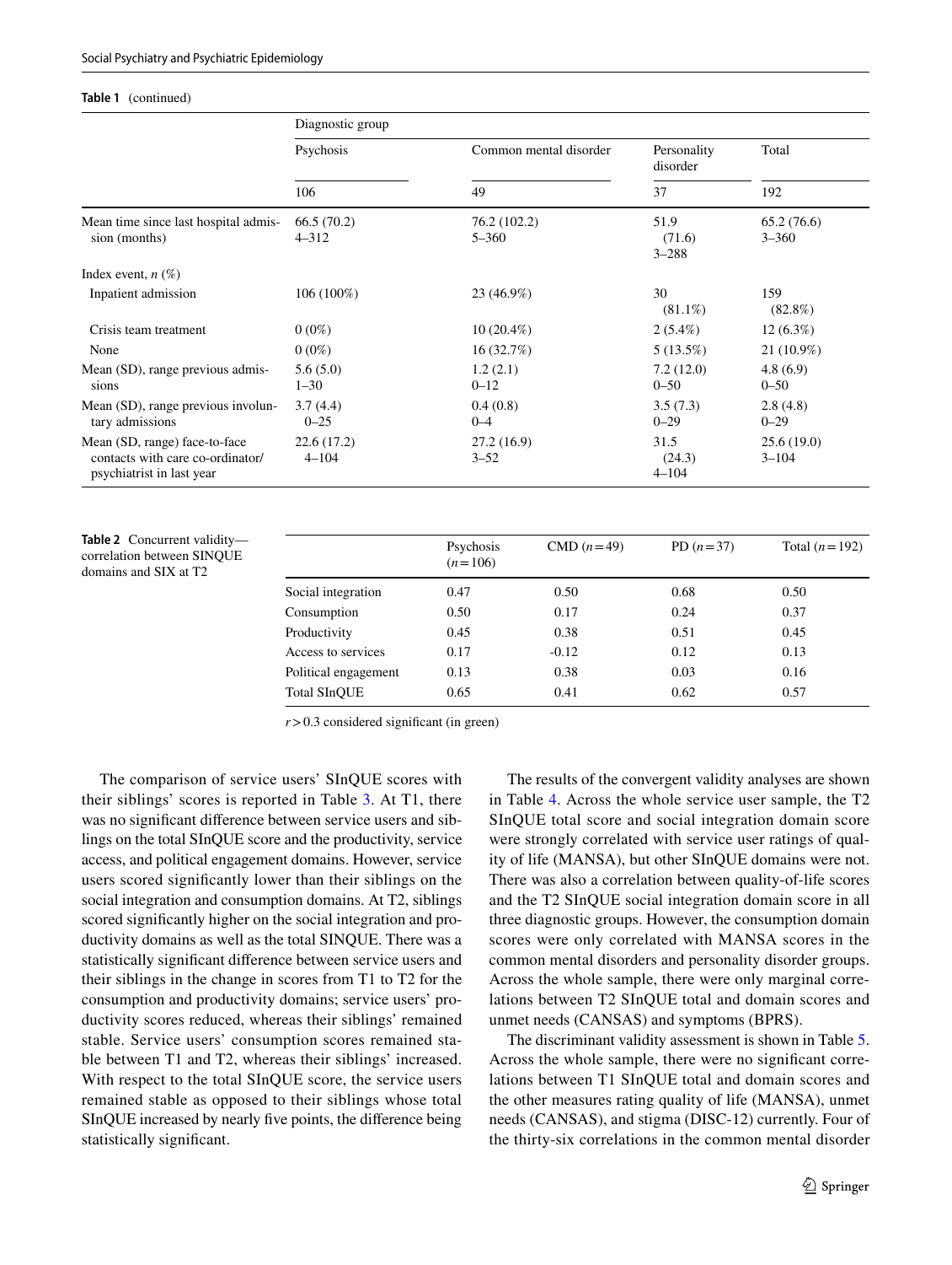**Table 1** (continued)

| | Diagnostic group | | | |
|---|---|---|---|---|
| | Psychosis | Common mental disorder | Personality disorder | Total |
| | 106 | 49 | 37 | 192 |
| Mean time since last hospital admission (months) | 66.5 (70.2)<br>4–312 | 76.2 (102.2)<br>5–360 | 51.9<br>(71.6)<br>3–288 | 65.2 (76.6)<br>3–360 |
| Index event, *n* (%) | | | | |
| Inpatient admission | 106 (100%) | 23 (46.9%) | 30<br>(81.1%) | 159<br>(82.8%) |
| Crisis team treatment | 0 (0%) | 10 (20.4%) | 2 (5.4%) | 12 (6.3%) |
| None | 0 (0%) | 16 (32.7%) | 5 (13.5%) | 21 (10.9%) |
| Mean (SD), range previous admissions | 5.6 (5.0)<br>1–30 | 1.2 (2.1)<br>0–12 | 7.2 (12.0)<br>0–50 | 4.8 (6.9)<br>0–50 |
| Mean (SD), range previous involuntary admissions | 3.7 (4.4)<br>0–25 | 0.4 (0.8)<br>0–4 | 3.5 (7.3)<br>0–29 | 2.8 (4.8)<br>0–29 |
| Mean (SD, range) face-to-face contacts with care co-ordinator/psychiatrist in last year | 22.6 (17.2)<br>4–104 | 27.2 (16.9)<br>3–52 | 31.5<br>(24.3)<br>4–104 | 25.6 (19.0)<br>3–104 |

**Table 2** Concurrent validity—correlation between SINQUE domains and SIX at T2

| | Psychosis ($n = 106$) | CMD ($n = 49$) | PD ($n = 37$) | Total ($n = 192$) |
|---|---|---|---|---|
| Social integration | 0.47 | 0.50 | 0.68 | 0.50 |
| Consumption | 0.50 | 0.17 | 0.24 | 0.37 |
| Productivity | 0.45 | 0.38 | 0.51 | 0.45 |
| Access to services | 0.17 | -0.12 | 0.12 | 0.13 |
| Political engagement | 0.13 | 0.38 | 0.03 | 0.16 |
| Total SInQUE | 0.65 | 0.41 | 0.62 | 0.57 |

$r > 0.3$ considered significant (in green)

The comparison of service users' SInQUE scores with their siblings' scores is reported in Table 3. At T1, there was no significant difference between service users and siblings on the total SInQUE score and the productivity, service access, and political engagement domains. However, service users scored significantly lower than their siblings on the social integration and consumption domains. At T2, siblings scored significantly higher on the social integration and productivity domains as well as the total SINQUE. There was a statistically significant difference between service users and their siblings in the change in scores from T1 to T2 for the consumption and productivity domains; service users' productivity scores reduced, whereas their siblings' remained stable. Service users' consumption scores remained stable between T1 and T2, whereas their siblings' increased. With respect to the total SInQUE score, the service users remained stable as opposed to their siblings whose total SInQUE increased by nearly five points, the difference being statistically significant.

The results of the convergent validity analyses are shown in Table 4. Across the whole service user sample, the T2 SInQUE total score and social integration domain score were strongly correlated with service user ratings of quality of life (MANSA), but other SInQUE domains were not. There was also a correlation between quality-of-life scores and the T2 SInQUE social integration domain score in all three diagnostic groups. However, the consumption domain scores were only correlated with MANSA scores in the common mental disorders and personality disorder groups. Across the whole sample, there were only marginal correlations between T2 SInQUE total and domain scores and unmet needs (CANSAS) and symptoms (BPRS).

The discriminant validity assessment is shown in Table 5. Across the whole sample, there were no significant correlations between T1 SInQUE total and domain scores and the other measures rating quality of life (MANSA), unmet needs (CANSAS), and stigma (DISC-12) currently. Four of the thirty-six correlations in the common mental disorder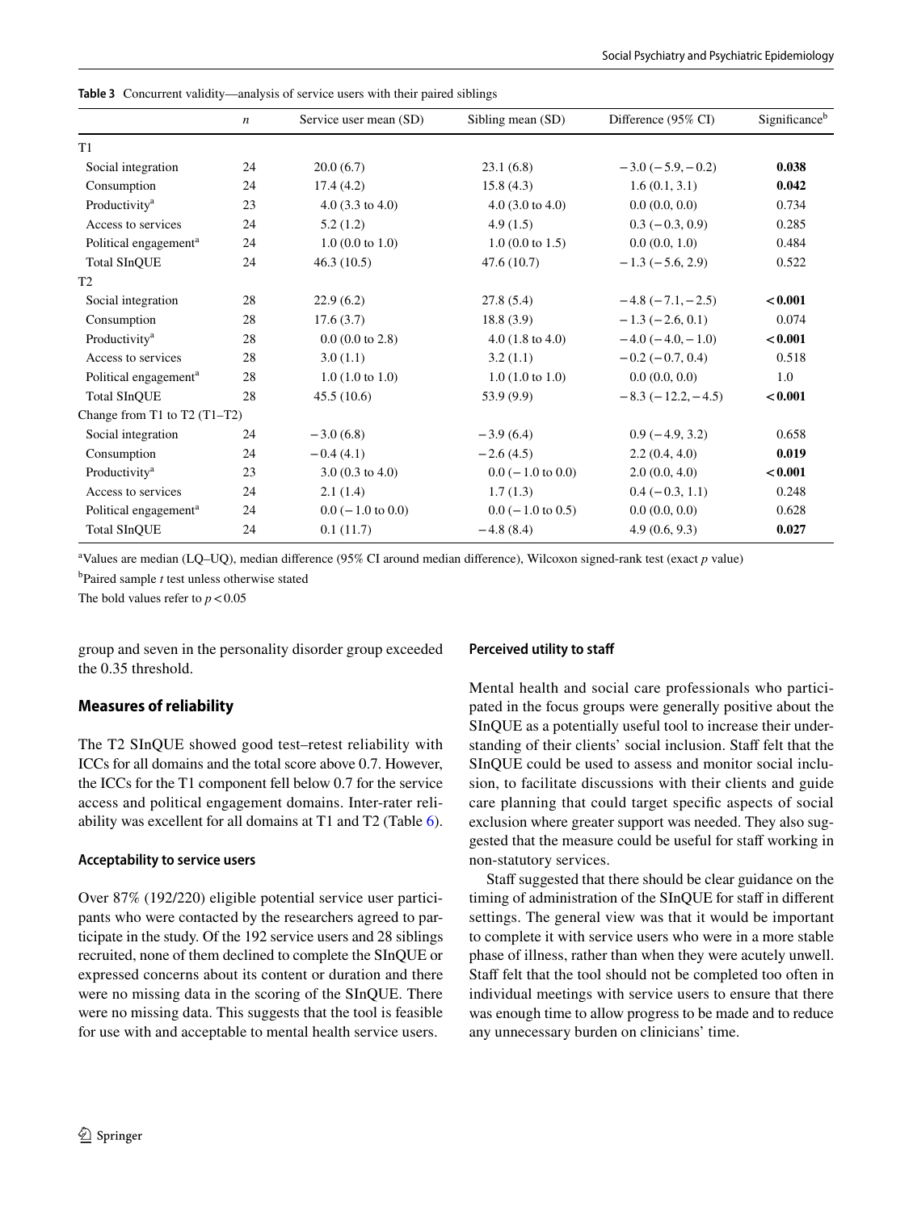**Table 3** Concurrent validity—analysis of service users with their paired siblings

| | *n* | Service user mean (SD) | Sibling mean (SD) | Difference (95% CI) | Significance[b] |
|---|---|---|---|---|---|
| T1 | | | | | |
| Social integration | 24 | 20.0 (6.7) | 23.1 (6.8) | −3.0 (−5.9, −0.2) | **0.038** |
| Consumption | 24 | 17.4 (4.2) | 15.8 (4.3) | 1.6 (0.1, 3.1) | **0.042** |
| Productivity[a] | 23 | 4.0 (3.3 to 4.0) | 4.0 (3.0 to 4.0) | 0.0 (0.0, 0.0) | 0.734 |
| Access to services | 24 | 5.2 (1.2) | 4.9 (1.5) | 0.3 (−0.3, 0.9) | 0.285 |
| Political engagement[a] | 24 | 1.0 (0.0 to 1.0) | 1.0 (0.0 to 1.5) | 0.0 (0.0, 1.0) | 0.484 |
| Total SInQUE | 24 | 46.3 (10.5) | 47.6 (10.7) | −1.3 (−5.6, 2.9) | 0.522 |
| T2 | | | | | |
| Social integration | 28 | 22.9 (6.2) | 27.8 (5.4) | −4.8 (−7.1, −2.5) | **< 0.001** |
| Consumption | 28 | 17.6 (3.7) | 18.8 (3.9) | −1.3 (−2.6, 0.1) | 0.074 |
| Productivity[a] | 28 | 0.0 (0.0 to 2.8) | 4.0 (1.8 to 4.0) | −4.0 (−4.0, −1.0) | **< 0.001** |
| Access to services | 28 | 3.0 (1.1) | 3.2 (1.1) | −0.2 (−0.7, 0.4) | 0.518 |
| Political engagement[a] | 28 | 1.0 (1.0 to 1.0) | 1.0 (1.0 to 1.0) | 0.0 (0.0, 0.0) | 1.0 |
| Total SInQUE | 28 | 45.5 (10.6) | 53.9 (9.9) | −8.3 (−12.2, −4.5) | **< 0.001** |
| Change from T1 to T2 (T1–T2) | | | | | |
| Social integration | 24 | −3.0 (6.8) | −3.9 (6.4) | 0.9 (−4.9, 3.2) | 0.658 |
| Consumption | 24 | −0.4 (4.1) | −2.6 (4.5) | 2.2 (0.4, 4.0) | **0.019** |
| Productivity[a] | 23 | 3.0 (0.3 to 4.0) | 0.0 (−1.0 to 0.0) | 2.0 (0.0, 4.0) | **< 0.001** |
| Access to services | 24 | 2.1 (1.4) | 1.7 (1.3) | 0.4 (−0.3, 1.1) | 0.248 |
| Political engagement[a] | 24 | 0.0 (−1.0 to 0.0) | 0.0 (−1.0 to 0.5) | 0.0 (0.0, 0.0) | 0.628 |
| Total SInQUE | 24 | 0.1 (11.7) | −4.8 (8.4) | 4.9 (0.6, 9.3) | **0.027** |

[a]Values are median (LQ–UQ), median difference (95% CI around median difference), Wilcoxon signed-rank test (exact *p* value)

[b]Paired sample *t* test unless otherwise stated

The bold values refer to $p < 0.05$

group and seven in the personality disorder group exceeded the 0.35 threshold.

## Measures of reliability

The T2 SInQUE showed good test–retest reliability with ICCs for all domains and the total score above 0.7. However, the ICCs for the T1 component fell below 0.7 for the service access and political engagement domains. Inter-rater reliability was excellent for all domains at T1 and T2 (Table 6).

### Acceptability to service users

Over 87% (192/220) eligible potential service user participants who were contacted by the researchers agreed to participate in the study. Of the 192 service users and 28 siblings recruited, none of them declined to complete the SInQUE or expressed concerns about its content or duration and there were no missing data in the scoring of the SInQUE. There were no missing data. This suggests that the tool is feasible for use with and acceptable to mental health service users.

### Perceived utility to staff

Mental health and social care professionals who participated in the focus groups were generally positive about the SInQUE as a potentially useful tool to increase their understanding of their clients' social inclusion. Staff felt that the SInQUE could be used to assess and monitor social inclusion, to facilitate discussions with their clients and guide care planning that could target specific aspects of social exclusion where greater support was needed. They also suggested that the measure could be useful for staff working in non-statutory services.

Staff suggested that there should be clear guidance on the timing of administration of the SInQUE for staff in different settings. The general view was that it would be important to complete it with service users who were in a more stable phase of illness, rather than when they were acutely unwell. Staff felt that the tool should not be completed too often in individual meetings with service users to ensure that there was enough time to allow progress to be made and to reduce any unnecessary burden on clinicians' time.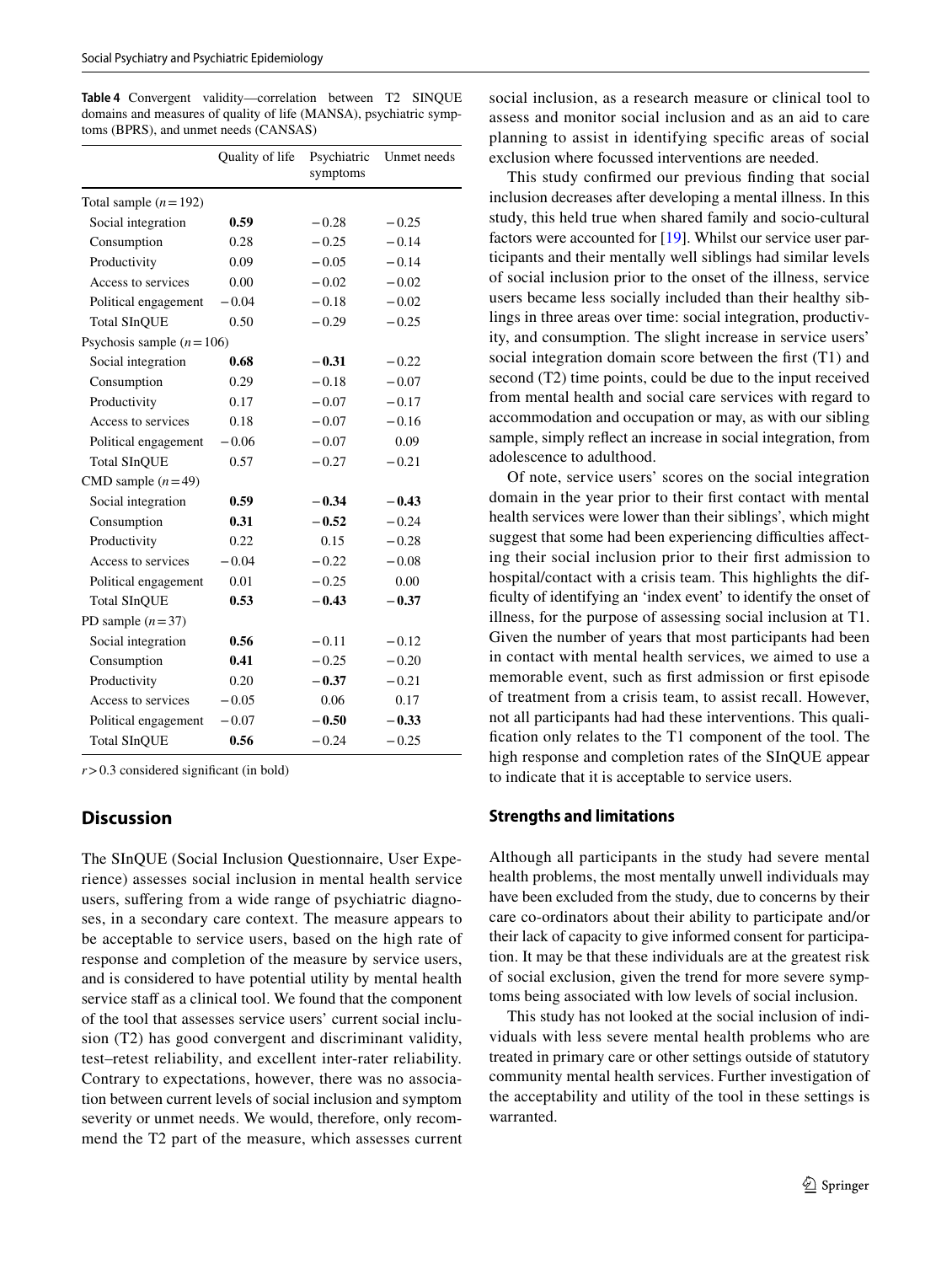**Table 4** Convergent validity—correlation between T2 SINQUE domains and measures of quality of life (MANSA), psychiatric symptoms (BPRS), and unmet needs (CANSAS)

| | Quality of life | Psychiatric symptoms | Unmet needs |
|---|---|---|---|
| Total sample ($n = 192$) | | | |
| Social integration | **0.59** | −0.28 | −0.25 |
| Consumption | 0.28 | −0.25 | −0.14 |
| Productivity | 0.09 | −0.05 | −0.14 |
| Access to services | 0.00 | −0.02 | −0.02 |
| Political engagement | −0.04 | −0.18 | −0.02 |
| Total SInQUE | 0.50 | −0.29 | −0.25 |
| Psychosis sample ($n = 106$) | | | |
| Social integration | **0.68** | **−0.31** | −0.22 |
| Consumption | 0.29 | −0.18 | −0.07 |
| Productivity | 0.17 | −0.07 | −0.17 |
| Access to services | 0.18 | −0.07 | −0.16 |
| Political engagement | −0.06 | −0.07 | 0.09 |
| Total SInQUE | 0.57 | −0.27 | −0.21 |
| CMD sample ($n = 49$) | | | |
| Social integration | **0.59** | **−0.34** | **−0.43** |
| Consumption | **0.31** | **−0.52** | −0.24 |
| Productivity | 0.22 | 0.15 | −0.28 |
| Access to services | −0.04 | −0.22 | −0.08 |
| Political engagement | 0.01 | −0.25 | 0.00 |
| Total SInQUE | **0.53** | **−0.43** | **−0.37** |
| PD sample ($n = 37$) | | | |
| Social integration | **0.56** | −0.11 | −0.12 |
| Consumption | **0.41** | −0.25 | −0.20 |
| Productivity | 0.20 | **−0.37** | −0.21 |
| Access to services | −0.05 | 0.06 | 0.17 |
| Political engagement | −0.07 | **−0.50** | **−0.33** |
| Total SInQUE | **0.56** | −0.24 | −0.25 |

$r > 0.3$ considered significant (in bold)

## Discussion

The SInQUE (Social Inclusion Questionnaire, User Experience) assesses social inclusion in mental health service users, suffering from a wide range of psychiatric diagnoses, in a secondary care context. The measure appears to be acceptable to service users, based on the high rate of response and completion of the measure by service users, and is considered to have potential utility by mental health service staff as a clinical tool. We found that the component of the tool that assesses service users' current social inclusion (T2) has good convergent and discriminant validity, test–retest reliability, and excellent inter-rater reliability. Contrary to expectations, however, there was no association between current levels of social inclusion and symptom severity or unmet needs. We would, therefore, only recommend the T2 part of the measure, which assesses current social inclusion, as a research measure or clinical tool to assess and monitor social inclusion and as an aid to care planning to assist in identifying specific areas of social exclusion where focussed interventions are needed.

This study confirmed our previous finding that social inclusion decreases after developing a mental illness. In this study, this held true when shared family and socio-cultural factors were accounted for [19]. Whilst our service user participants and their mentally well siblings had similar levels of social inclusion prior to the onset of the illness, service users became less socially included than their healthy siblings in three areas over time: social integration, productivity, and consumption. The slight increase in service users' social integration domain score between the first (T1) and second (T2) time points, could be due to the input received from mental health and social care services with regard to accommodation and occupation or may, as with our sibling sample, simply reflect an increase in social integration, from adolescence to adulthood.

Of note, service users' scores on the social integration domain in the year prior to their first contact with mental health services were lower than their siblings', which might suggest that some had been experiencing difficulties affecting their social inclusion prior to their first admission to hospital/contact with a crisis team. This highlights the difficulty of identifying an 'index event' to identify the onset of illness, for the purpose of assessing social inclusion at T1. Given the number of years that most participants had been in contact with mental health services, we aimed to use a memorable event, such as first admission or first episode of treatment from a crisis team, to assist recall. However, not all participants had had these interventions. This qualification only relates to the T1 component of the tool. The high response and completion rates of the SInQUE appear to indicate that it is acceptable to service users.

### Strengths and limitations

Although all participants in the study had severe mental health problems, the most mentally unwell individuals may have been excluded from the study, due to concerns by their care co-ordinators about their ability to participate and/or their lack of capacity to give informed consent for participation. It may be that these individuals are at the greatest risk of social exclusion, given the trend for more severe symptoms being associated with low levels of social inclusion.

This study has not looked at the social inclusion of individuals with less severe mental health problems who are treated in primary care or other settings outside of statutory community mental health services. Further investigation of the acceptability and utility of the tool in these settings is warranted.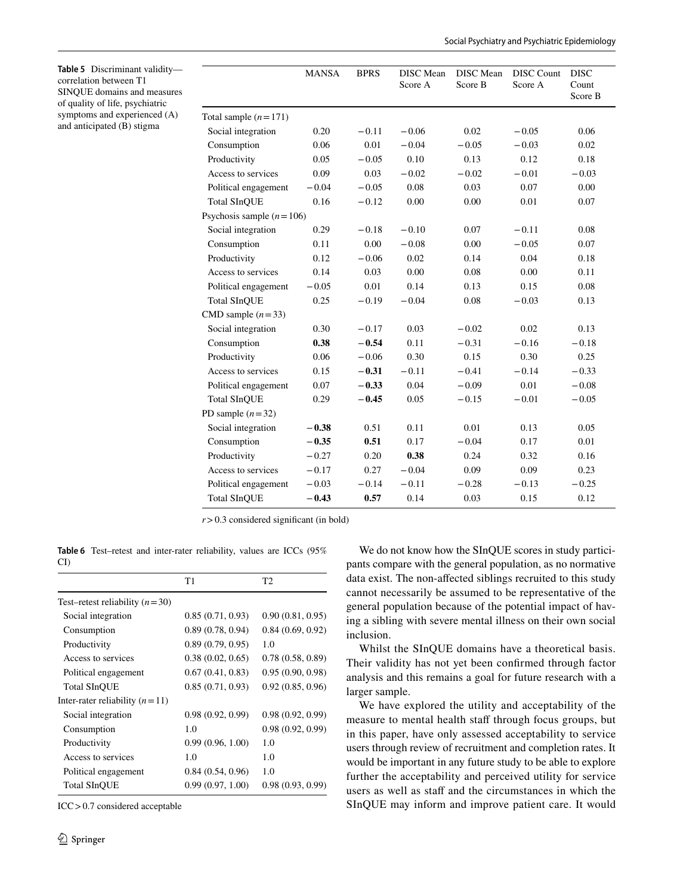**Table 5** Discriminant validity—correlation between T1 SINQUE domains and measures of quality of life, psychiatric symptoms and experienced (A) and anticipated (B) stigma

| | MANSA | BPRS | DISC Mean Score A | DISC Mean Score B | DISC Count Score A | DISC Count Score B |
|---|---|---|---|---|---|---|
| Total sample ($n=171$) | | | | | | |
| Social integration | 0.20 | −0.11 | −0.06 | 0.02 | −0.05 | 0.06 |
| Consumption | 0.06 | 0.01 | −0.04 | −0.05 | −0.03 | 0.02 |
| Productivity | 0.05 | −0.05 | 0.10 | 0.13 | 0.12 | 0.18 |
| Access to services | 0.09 | 0.03 | −0.02 | −0.02 | −0.01 | −0.03 |
| Political engagement | −0.04 | −0.05 | 0.08 | 0.03 | 0.07 | 0.00 |
| Total SInQUE | 0.16 | −0.12 | 0.00 | 0.00 | 0.01 | 0.07 |
| Psychosis sample ($n=106$) | | | | | | |
| Social integration | 0.29 | −0.18 | −0.10 | 0.07 | −0.11 | 0.08 |
| Consumption | 0.11 | 0.00 | −0.08 | 0.00 | −0.05 | 0.07 |
| Productivity | 0.12 | −0.06 | 0.02 | 0.14 | 0.04 | 0.18 |
| Access to services | 0.14 | 0.03 | 0.00 | 0.08 | 0.00 | 0.11 |
| Political engagement | −0.05 | 0.01 | 0.14 | 0.13 | 0.15 | 0.08 |
| Total SInQUE | 0.25 | −0.19 | −0.04 | 0.08 | −0.03 | 0.13 |
| CMD sample ($n=33$) | | | | | | |
| Social integration | 0.30 | −0.17 | 0.03 | −0.02 | 0.02 | 0.13 |
| Consumption | **0.38** | **−0.54** | 0.11 | −0.31 | −0.16 | −0.18 |
| Productivity | 0.06 | −0.06 | 0.30 | 0.15 | 0.30 | 0.25 |
| Access to services | 0.15 | **−0.31** | −0.11 | −0.41 | −0.14 | −0.33 |
| Political engagement | 0.07 | **−0.33** | 0.04 | −0.09 | 0.01 | −0.08 |
| Total SInQUE | 0.29 | **−0.45** | 0.05 | −0.15 | −0.01 | −0.05 |
| PD sample ($n=32$) | | | | | | |
| Social integration | **−0.38** | 0.51 | 0.11 | 0.01 | 0.13 | 0.05 |
| Consumption | **−0.35** | **0.51** | 0.17 | −0.04 | 0.17 | 0.01 |
| Productivity | −0.27 | 0.20 | **0.38** | 0.24 | 0.32 | 0.16 |
| Access to services | −0.17 | 0.27 | −0.04 | 0.09 | 0.09 | 0.23 |
| Political engagement | −0.03 | −0.14 | −0.11 | −0.28 | −0.13 | −0.25 |
| Total SInQUE | **−0.43** | **0.57** | 0.14 | 0.03 | 0.15 | 0.12 |

$r>0.3$ considered significant (in bold)

**Table 6** Test–retest and inter-rater reliability, values are ICCs (95% CI)

| | T1 | T2 |
|---|---|---|
| Test–retest reliability ($n=30$) | | |
| Social integration | 0.85 (0.71, 0.93) | 0.90 (0.81, 0.95) |
| Consumption | 0.89 (0.78, 0.94) | 0.84 (0.69, 0.92) |
| Productivity | 0.89 (0.79, 0.95) | 1.0 |
| Access to services | 0.38 (0.02, 0.65) | 0.78 (0.58, 0.89) |
| Political engagement | 0.67 (0.41, 0.83) | 0.95 (0.90, 0.98) |
| Total SInQUE | 0.85 (0.71, 0.93) | 0.92 (0.85, 0.96) |
| Inter-rater reliability ($n=11$) | | |
| Social integration | 0.98 (0.92, 0.99) | 0.98 (0.92, 0.99) |
| Consumption | 1.0 | 0.98 (0.92, 0.99) |
| Productivity | 0.99 (0.96, 1.00) | 1.0 |
| Access to services | 1.0 | 1.0 |
| Political engagement | 0.84 (0.54, 0.96) | 1.0 |
| Total SInQUE | 0.99 (0.97, 1.00) | 0.98 (0.93, 0.99) |

ICC > 0.7 considered acceptable

We do not know how the SInQUE scores in study participants compare with the general population, as no normative data exist. The non-affected siblings recruited to this study cannot necessarily be assumed to be representative of the general population because of the potential impact of having a sibling with severe mental illness on their own social inclusion.

Whilst the SInQUE domains have a theoretical basis. Their validity has not yet been confirmed through factor analysis and this remains a goal for future research with a larger sample.

We have explored the utility and acceptability of the measure to mental health staff through focus groups, but in this paper, have only assessed acceptability to service users through review of recruitment and completion rates. It would be important in any future study to be able to explore further the acceptability and perceived utility for service users as well as staff and the circumstances in which the SInQUE may inform and improve patient care. It would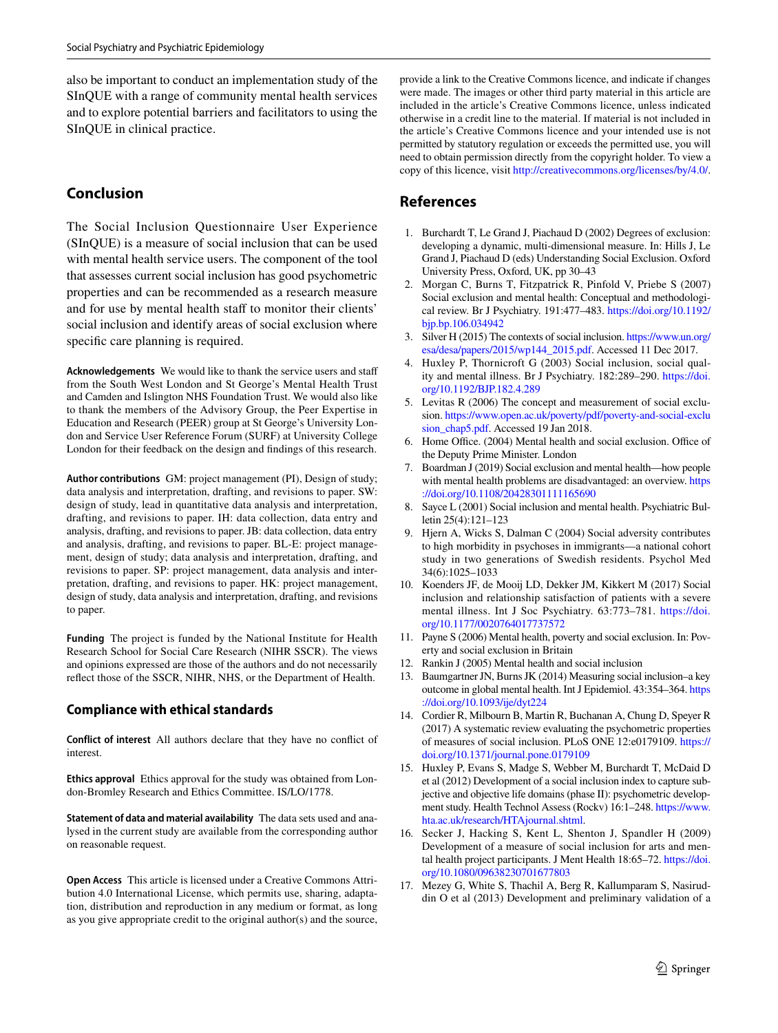also be important to conduct an implementation study of the SInQUE with a range of community mental health services and to explore potential barriers and facilitators to using the SInQUE in clinical practice.

## Conclusion

The Social Inclusion Questionnaire User Experience (SInQUE) is a measure of social inclusion that can be used with mental health service users. The component of the tool that assesses current social inclusion has good psychometric properties and can be recommended as a research measure and for use by mental health staff to monitor their clients' social inclusion and identify areas of social exclusion where specific care planning is required.

**Acknowledgements** We would like to thank the service users and staff from the South West London and St George's Mental Health Trust and Camden and Islington NHS Foundation Trust. We would also like to thank the members of the Advisory Group, the Peer Expertise in Education and Research (PEER) group at St George's University London and Service User Reference Forum (SURF) at University College London for their feedback on the design and findings of this research.

**Author contributions** GM: project management (PI), Design of study; data analysis and interpretation, drafting, and revisions to paper. SW: design of study, lead in quantitative data analysis and interpretation, drafting, and revisions to paper. IH: data collection, data entry and analysis, drafting, and revisions to paper. JB: data collection, data entry and analysis, drafting, and revisions to paper. BL-E: project management, design of study; data analysis and interpretation, drafting, and revisions to paper. SP: project management, data analysis and interpretation, drafting, and revisions to paper. HK: project management, design of study, data analysis and interpretation, drafting, and revisions to paper.

**Funding** The project is funded by the National Institute for Health Research School for Social Care Research (NIHR SSCR). The views and opinions expressed are those of the authors and do not necessarily reflect those of the SSCR, NIHR, NHS, or the Department of Health.

### Compliance with ethical standards

**Conflict of interest** All authors declare that they have no conflict of interest.

**Ethics approval** Ethics approval for the study was obtained from London-Bromley Research and Ethics Committee. IS/LO/1778.

**Statement of data and material availability** The data sets used and analysed in the current study are available from the corresponding author on reasonable request.

**Open Access** This article is licensed under a Creative Commons Attribution 4.0 International License, which permits use, sharing, adaptation, distribution and reproduction in any medium or format, as long as you give appropriate credit to the original author(s) and the source, provide a link to the Creative Commons licence, and indicate if changes were made. The images or other third party material in this article are included in the article's Creative Commons licence, unless indicated otherwise in a credit line to the material. If material is not included in the article's Creative Commons licence and your intended use is not permitted by statutory regulation or exceeds the permitted use, you will need to obtain permission directly from the copyright holder. To view a copy of this licence, visit http://creativecommons.org/licenses/by/4.0/.

## References

1. Burchardt T, Le Grand J, Piachaud D (2002) Degrees of exclusion: developing a dynamic, multi-dimensional measure. In: Hills J, Le Grand J, Piachaud D (eds) Understanding Social Exclusion. Oxford University Press, Oxford, UK, pp 30–43
2. Morgan C, Burns T, Fitzpatrick R, Pinfold V, Priebe S (2007) Social exclusion and mental health: Conceptual and methodological review. Br J Psychiatry. 191:477–483. https://doi.org/10.1192/bjp.bp.106.034942
3. Silver H (2015) The contexts of social inclusion. https://www.un.org/esa/desa/papers/2015/wp144_2015.pdf. Accessed 11 Dec 2017.
4. Huxley P, Thornicroft G (2003) Social inclusion, social quality and mental illness. Br J Psychiatry. 182:289–290. https://doi.org/10.1192/BJP.182.4.289
5. Levitas R (2006) The concept and measurement of social exclusion. https://www.open.ac.uk/poverty/pdf/poverty-and-social-exclusion_chap5.pdf. Accessed 19 Jan 2018.
6. Home Office. (2004) Mental health and social exclusion. Office of the Deputy Prime Minister. London
7. Boardman J (2019) Social exclusion and mental health—how people with mental health problems are disadvantaged: an overview. https://doi.org/10.1108/20428301111165690
8. Sayce L (2001) Social inclusion and mental health. Psychiatric Bulletin 25(4):121–123
9. Hjern A, Wicks S, Dalman C (2004) Social adversity contributes to high morbidity in psychoses in immigrants—a national cohort study in two generations of Swedish residents. Psychol Med 34(6):1025–1033
10. Koenders JF, de Mooij LD, Dekker JM, Kikkert M (2017) Social inclusion and relationship satisfaction of patients with a severe mental illness. Int J Soc Psychiatry. 63:773–781. https://doi.org/10.1177/0020764017737572
11. Payne S (2006) Mental health, poverty and social exclusion. In: Poverty and social exclusion in Britain
12. Rankin J (2005) Mental health and social inclusion
13. Baumgartner JN, Burns JK (2014) Measuring social inclusion–a key outcome in global mental health. Int J Epidemiol. 43:354–364. https://doi.org/10.1093/ije/dyt224
14. Cordier R, Milbourn B, Martin R, Buchanan A, Chung D, Speyer R (2017) A systematic review evaluating the psychometric properties of measures of social inclusion. PLoS ONE 12:e0179109. https://doi.org/10.1371/journal.pone.0179109
15. Huxley P, Evans S, Madge S, Webber M, Burchardt T, McDaid D et al (2012) Development of a social inclusion index to capture subjective and objective life domains (phase II): psychometric development study. Health Technol Assess (Rockv) 16:1–248. https://www.hta.ac.uk/research/HTAjournal.shtml.
16. Secker J, Hacking S, Kent L, Shenton J, Spandler H (2009) Development of a measure of social inclusion for arts and mental health project participants. J Ment Health 18:65–72. https://doi.org/10.1080/09638230701677803
17. Mezey G, White S, Thachil A, Berg R, Kallumparam S, Nasiruddin O et al (2013) Development and preliminary validation of a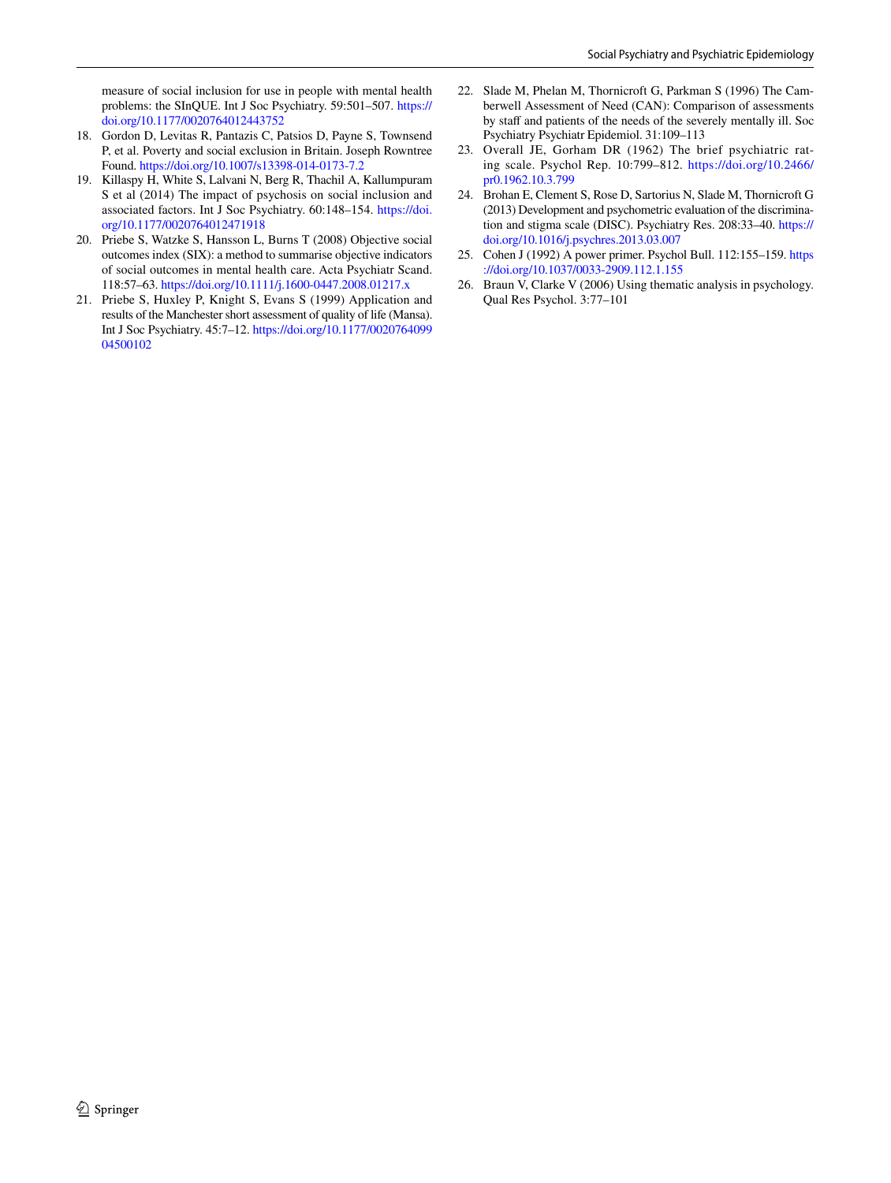measure of social inclusion for use in people with mental health problems: the SInQUE. Int J Soc Psychiatry. 59:501–507. https://doi.org/10.1177/0020764012443752

18. Gordon D, Levitas R, Pantazis C, Patsios D, Payne S, Townsend P, et al. Poverty and social exclusion in Britain. Joseph Rowntree Found. https://doi.org/10.1007/s13398-014-0173-7.2
19. Killaspy H, White S, Lalvani N, Berg R, Thachil A, Kallumpuram S et al (2014) The impact of psychosis on social inclusion and associated factors. Int J Soc Psychiatry. 60:148–154. https://doi.org/10.1177/0020764012471918
20. Priebe S, Watzke S, Hansson L, Burns T (2008) Objective social outcomes index (SIX): a method to summarise objective indicators of social outcomes in mental health care. Acta Psychiatr Scand. 118:57–63. https://doi.org/10.1111/j.1600-0447.2008.01217.x
21. Priebe S, Huxley P, Knight S, Evans S (1999) Application and results of the Manchester short assessment of quality of life (Mansa). Int J Soc Psychiatry. 45:7–12. https://doi.org/10.1177/002076409904500102
22. Slade M, Phelan M, Thornicroft G, Parkman S (1996) The Camberwell Assessment of Need (CAN): Comparison of assessments by staff and patients of the needs of the severely mentally ill. Soc Psychiatry Psychiatr Epidemiol. 31:109–113
23. Overall JE, Gorham DR (1962) The brief psychiatric rating scale. Psychol Rep. 10:799–812. https://doi.org/10.2466/pr0.1962.10.3.799
24. Brohan E, Clement S, Rose D, Sartorius N, Slade M, Thornicroft G (2013) Development and psychometric evaluation of the discrimination and stigma scale (DISC). Psychiatry Res. 208:33–40. https://doi.org/10.1016/j.psychres.2013.03.007
25. Cohen J (1992) A power primer. Psychol Bull. 112:155–159. https://doi.org/10.1037/0033-2909.112.1.155
26. Braun V, Clarke V (2006) Using thematic analysis in psychology. Qual Res Psychol. 3:77–101